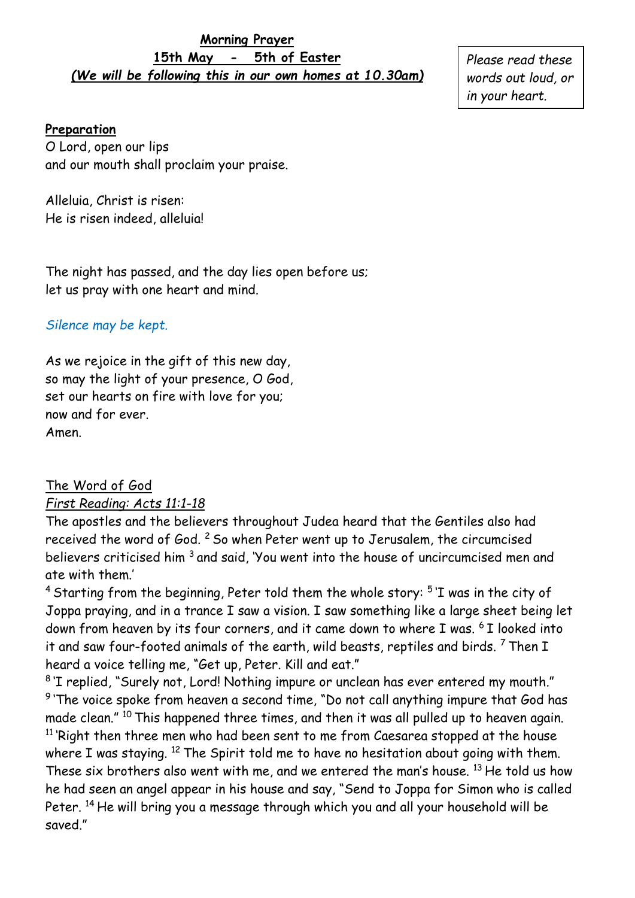**Morning Prayer**

**15th May - 5th of Easter**

***(We will be following this in our own homes at 10.30am)***

*Please read these words out loud, or in your heart.*

**Preparation**

O Lord, open our lips
and our mouth shall proclaim your praise.

Alleluia, Christ is risen:
He is risen indeed, alleluia!

The night has passed, and the day lies open before us;
let us pray with one heart and mind.

*Silence may be kept.*

As we rejoice in the gift of this new day,
so may the light of your presence, O God,
set our hearts on fire with love for you;
now and for ever.
Amen.

The Word of God

*First Reading: Acts 11:1-18*

The apostles and the believers throughout Judea heard that the Gentiles also had received the word of God. [2] So when Peter went up to Jerusalem, the circumcised believers criticised him [3] and said, 'You went into the house of uncircumcised men and ate with them.'

[4] Starting from the beginning, Peter told them the whole story: [5] 'I was in the city of Joppa praying, and in a trance I saw a vision. I saw something like a large sheet being let down from heaven by its four corners, and it came down to where I was. [6] I looked into it and saw four-footed animals of the earth, wild beasts, reptiles and birds. [7] Then I heard a voice telling me, "Get up, Peter. Kill and eat."

[8] 'I replied, "Surely not, Lord! Nothing impure or unclean has ever entered my mouth."

[9] 'The voice spoke from heaven a second time, "Do not call anything impure that God has made clean." [10] This happened three times, and then it was all pulled up to heaven again.

[11] 'Right then three men who had been sent to me from Caesarea stopped at the house where I was staying. [12] The Spirit told me to have no hesitation about going with them. These six brothers also went with me, and we entered the man's house. [13] He told us how he had seen an angel appear in his house and say, "Send to Joppa for Simon who is called Peter. [14] He will bring you a message through which you and all your household will be saved."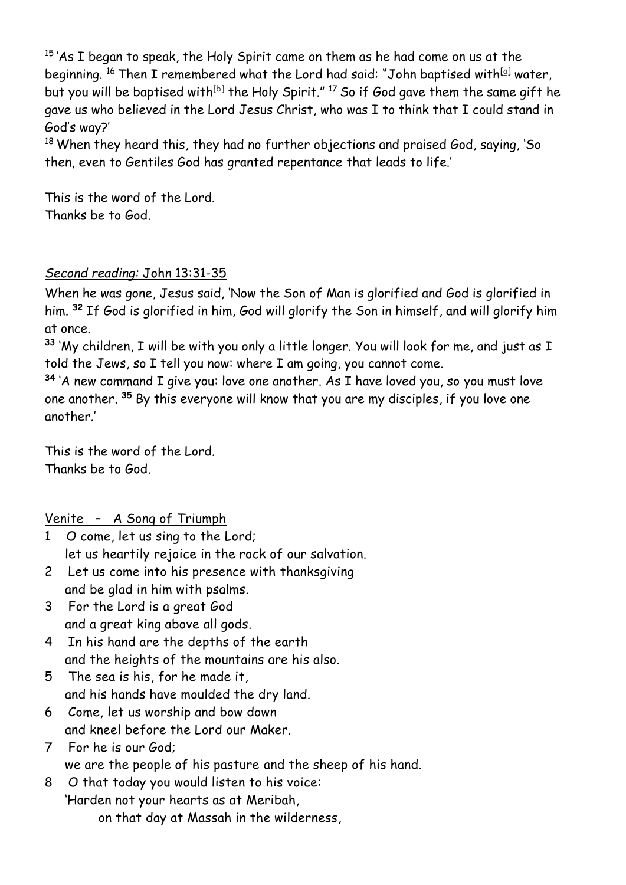[15] 'As I began to speak, the Holy Spirit came on them as he had come on us at the beginning. [16] Then I remembered what the Lord had said: "John baptised with[a] water, but you will be baptised with[b] the Holy Spirit." [17] So if God gave them the same gift he gave us who believed in the Lord Jesus Christ, who was I to think that I could stand in God's way?'
[18] When they heard this, they had no further objections and praised God, saying, 'So then, even to Gentiles God has granted repentance that leads to life.'

This is the word of the Lord.
Thanks be to God.

*Second reading:* John 13:31-35

When he was gone, Jesus said, 'Now the Son of Man is glorified and God is glorified in him. **32** If God is glorified in him, God will glorify the Son in himself, and will glorify him at once.
**33** 'My children, I will be with you only a little longer. You will look for me, and just as I told the Jews, so I tell you now: where I am going, you cannot come.
**34** 'A new command I give you: love one another. As I have loved you, so you must love one another. **35** By this everyone will know that you are my disciples, if you love one another.'

This is the word of the Lord.
Thanks be to God.

Venite – A Song of Triumph

1 O come, let us sing to the Lord;
 let us heartily rejoice in the rock of our salvation.
2 Let us come into his presence with thanksgiving
 and be glad in him with psalms.
3 For the Lord is a great God
 and a great king above all gods.
4 In his hand are the depths of the earth
 and the heights of the mountains are his also.
5 The sea is his, for he made it,
 and his hands have moulded the dry land.
6 Come, let us worship and bow down
 and kneel before the Lord our Maker.
7 For he is our God;
 we are the people of his pasture and the sheep of his hand.
8 O that today you would listen to his voice:
 'Harden not your hearts as at Meribah,
  on that day at Massah in the wilderness,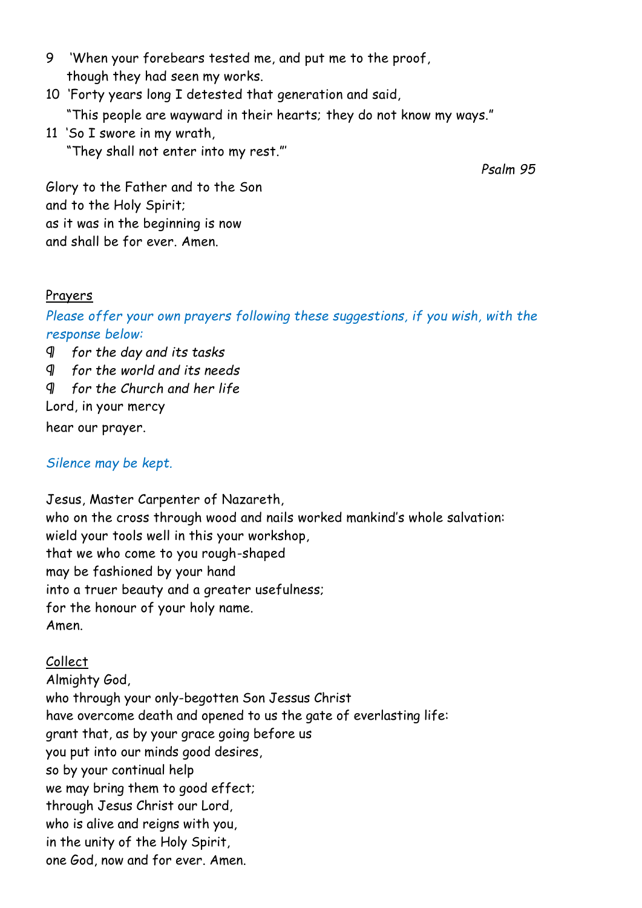9 'When your forebears tested me, and put me to the proof,
 though they had seen my works.

10 'Forty years long I detested that generation and said,
 "This people are wayward in their hearts; they do not know my ways."

11 'So I swore in my wrath,
 "They shall not enter into my rest."'

*Psalm 95*

Glory to the Father and to the Son
and to the Holy Spirit;
as it was in the beginning is now
and shall be for ever. Amen.

## Prayers

*Please offer your own prayers following these suggestions, if you wish, with the response below:*

¶ *for the day and its tasks*
¶ *for the world and its needs*
¶ *for the Church and her life*

Lord, in your mercy
**hear our prayer.**

*Silence may be kept.*

Jesus, Master Carpenter of Nazareth,
who on the cross through wood and nails worked mankind's whole salvation:
wield your tools well in this your workshop,
that we who come to you rough-shaped
may be fashioned by your hand
into a truer beauty and a greater usefulness;
for the honour of your holy name.
Amen.

## Collect

Almighty God,
who through your only-begotten Son Jessus Christ
have overcome death and opened to us the gate of everlasting life:
grant that, as by your grace going before us
you put into our minds good desires,
so by your continual help
we may bring them to good effect;
through Jesus Christ our Lord,
who is alive and reigns with you,
in the unity of the Holy Spirit,
one God, now and for ever. Amen.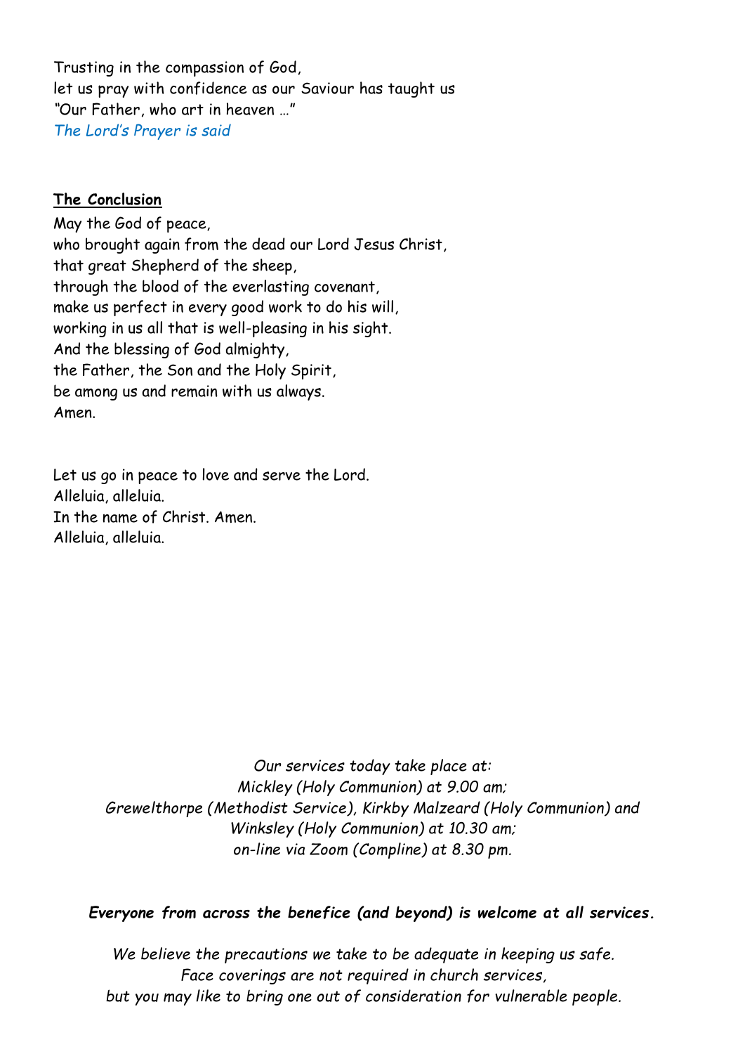Trusting in the compassion of God,  
let us pray with confidence as our Saviour has taught us  
"Our Father, who art in heaven …"  
*The Lord's Prayer is said*

**The Conclusion**

May the God of peace,  
who brought again from the dead our Lord Jesus Christ,  
that great Shepherd of the sheep,  
through the blood of the everlasting covenant,  
make us perfect in every good work to do his will,  
working in us all that is well-pleasing in his sight.  
And the blessing of God almighty,  
the Father, the Son and the Holy Spirit,  
be among us and remain with us always.  
Amen.

Let us go in peace to love and serve the Lord.  
Alleluia, alleluia.  
In the name of Christ. Amen.  
Alleluia, alleluia.

*Our services today take place at:*  
*Mickley (Holy Communion) at 9.00 am;*  
*Grewelthorpe (Methodist Service), Kirkby Malzeard (Holy Communion) and Winksley (Holy Communion) at 10.30 am;*  
*on-line via Zoom (Compline) at 8.30 pm.*

***Everyone from across the benefice (and beyond) is welcome at all services.***

*We believe the precautions we take to be adequate in keeping us safe.*  
*Face coverings are not required in church services,*  
*but you may like to bring one out of consideration for vulnerable people.*